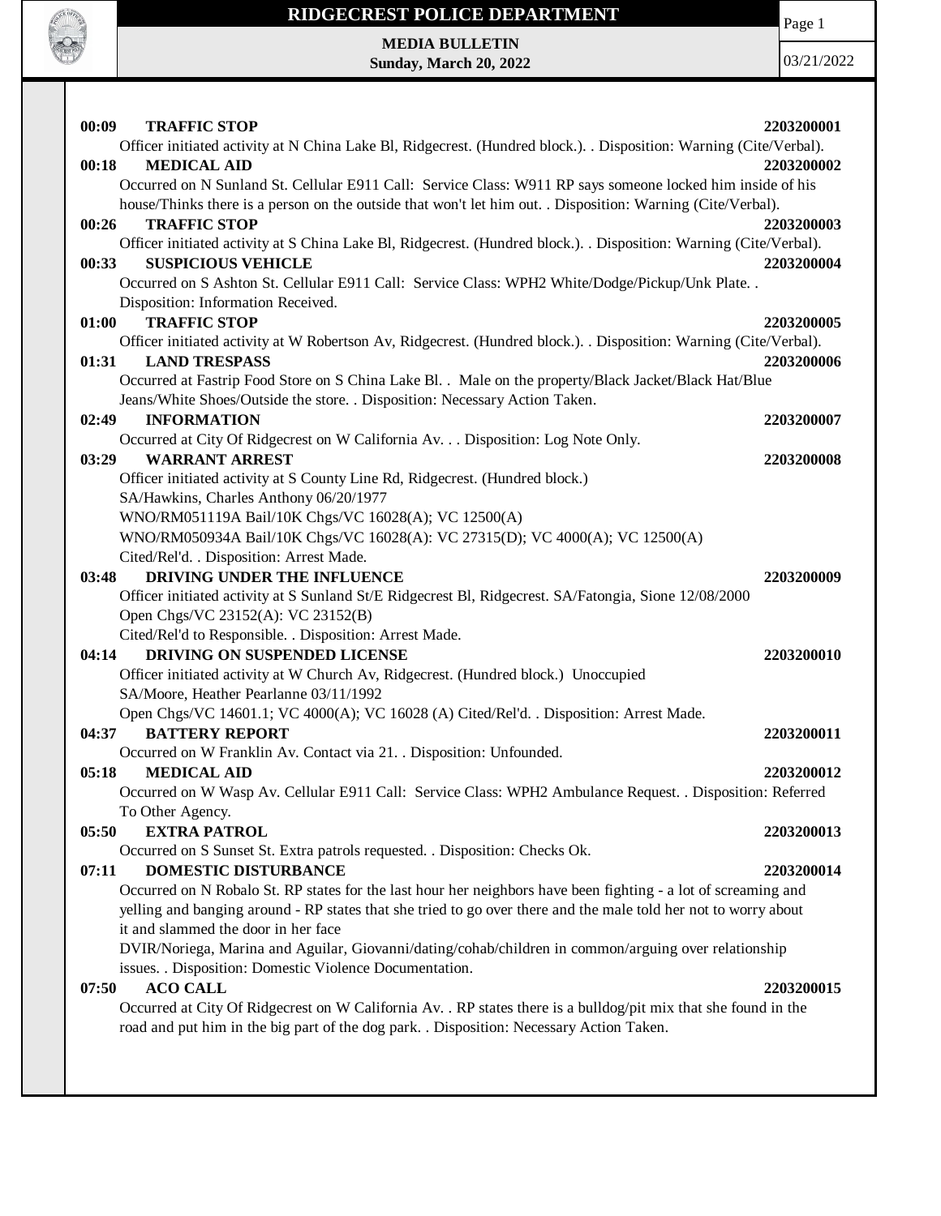# RIDGECREST POLICE DEPARTMENT

**MEDIA BULLETIN**
**Sunday, March 20, 2022**

03/21/2022

**00:09 TRAFFIC STOP** **2203200001**
Officer initiated activity at N China Lake Bl, Ridgecrest. (Hundred block.). . Disposition: Warning (Cite/Verbal).

**00:18 MEDICAL AID** **2203200002**
Occurred on N Sunland St. Cellular E911 Call: Service Class: W911 RP says someone locked him inside of his house/Thinks there is a person on the outside that won't let him out. . Disposition: Warning (Cite/Verbal).

**00:26 TRAFFIC STOP** **2203200003**
Officer initiated activity at S China Lake Bl, Ridgecrest. (Hundred block.). . Disposition: Warning (Cite/Verbal).

**00:33 SUSPICIOUS VEHICLE** **2203200004**
Occurred on S Ashton St. Cellular E911 Call: Service Class: WPH2 White/Dodge/Pickup/Unk Plate. . Disposition: Information Received.

**01:00 TRAFFIC STOP** **2203200005**
Officer initiated activity at W Robertson Av, Ridgecrest. (Hundred block.). . Disposition: Warning (Cite/Verbal).

**01:31 LAND TRESPASS** **2203200006**
Occurred at Fastrip Food Store on S China Lake Bl. . Male on the property/Black Jacket/Black Hat/Blue Jeans/White Shoes/Outside the store. . Disposition: Necessary Action Taken.

**02:49 INFORMATION** **2203200007**
Occurred at City Of Ridgecrest on W California Av. . . Disposition: Log Note Only.

**03:29 WARRANT ARREST** **2203200008**
Officer initiated activity at S County Line Rd, Ridgecrest. (Hundred block.)
SA/Hawkins, Charles Anthony 06/20/1977
WNO/RM051119A Bail/10K Chgs/VC 16028(A); VC 12500(A)
WNO/RM050934A Bail/10K Chgs/VC 16028(A): VC 27315(D); VC 4000(A); VC 12500(A)
Cited/Rel'd. . Disposition: Arrest Made.

**03:48 DRIVING UNDER THE INFLUENCE** **2203200009**
Officer initiated activity at S Sunland St/E Ridgecrest Bl, Ridgecrest. SA/Fatongia, Sione 12/08/2000
Open Chgs/VC 23152(A): VC 23152(B)
Cited/Rel'd to Responsible. . Disposition: Arrest Made.

**04:14 DRIVING ON SUSPENDED LICENSE** **2203200010**
Officer initiated activity at W Church Av, Ridgecrest. (Hundred block.) Unoccupied
SA/Moore, Heather Pearlanne 03/11/1992
Open Chgs/VC 14601.1; VC 4000(A); VC 16028 (A) Cited/Rel'd. . Disposition: Arrest Made.

**04:37 BATTERY REPORT** **2203200011**
Occurred on W Franklin Av. Contact via 21. . Disposition: Unfounded.

**05:18 MEDICAL AID** **2203200012**
Occurred on W Wasp Av. Cellular E911 Call: Service Class: WPH2 Ambulance Request. . Disposition: Referred To Other Agency.

**05:50 EXTRA PATROL** **2203200013**
Occurred on S Sunset St. Extra patrols requested. . Disposition: Checks Ok.

**07:11 DOMESTIC DISTURBANCE** **2203200014**
Occurred on N Robalo St. RP states for the last hour her neighbors have been fighting - a lot of screaming and yelling and banging around - RP states that she tried to go over there and the male told her not to worry about it and slammed the door in her face
DVIR/Noriega, Marina and Aguilar, Giovanni/dating/cohab/children in common/arguing over relationship issues. . Disposition: Domestic Violence Documentation.

**07:50 ACO CALL** **2203200015**
Occurred at City Of Ridgecrest on W California Av. . RP states there is a bulldog/pit mix that she found in the road and put him in the big part of the dog park. . Disposition: Necessary Action Taken.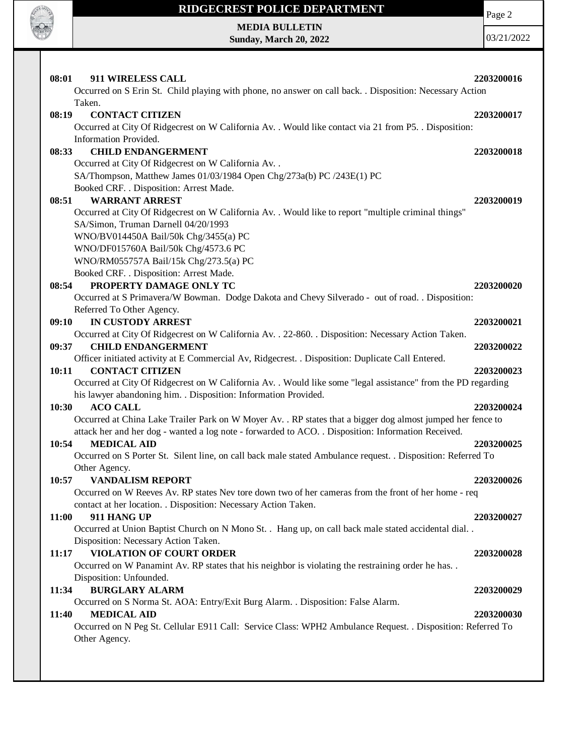**08:01 911 WIRELESS CALL** 2203200016

Occurred on S Erin St. Child playing with phone, no answer on call back. . Disposition: Necessary Action Taken.

**08:19 CONTACT CITIZEN** 2203200017

Occurred at City Of Ridgecrest on W California Av. . Would like contact via 21 from P5. . Disposition: Information Provided.

**08:33 CHILD ENDANGERMENT** 2203200018

Occurred at City Of Ridgecrest on W California Av. .
SA/Thompson, Matthew James 01/03/1984 Open Chg/273a(b) PC /243E(1) PC
Booked CRF. . Disposition: Arrest Made.

**08:51 WARRANT ARREST** 2203200019

Occurred at City Of Ridgecrest on W California Av. . Would like to report "multiple criminal things"
SA/Simon, Truman Darnell 04/20/1993
WNO/BV014450A Bail/50k Chg/3455(a) PC
WNO/DF015760A Bail/50k Chg/4573.6 PC
WNO/RM055757A Bail/15k Chg/273.5(a) PC
Booked CRF. . Disposition: Arrest Made.

**08:54 PROPERTY DAMAGE ONLY TC** 2203200020

Occurred at S Primavera/W Bowman. Dodge Dakota and Chevy Silverado - out of road. . Disposition: Referred To Other Agency.

**09:10 IN CUSTODY ARREST** 2203200021

Occurred at City Of Ridgecrest on W California Av. . 22-860. . Disposition: Necessary Action Taken.

**09:37 CHILD ENDANGERMENT** 2203200022

Officer initiated activity at E Commercial Av, Ridgecrest. . Disposition: Duplicate Call Entered.

**10:11 CONTACT CITIZEN** 2203200023

Occurred at City Of Ridgecrest on W California Av. . Would like some "legal assistance" from the PD regarding his lawyer abandoning him. . Disposition: Information Provided.

**10:30 ACO CALL** 2203200024

Occurred at China Lake Trailer Park on W Moyer Av. . RP states that a bigger dog almost jumped her fence to attack her and her dog - wanted a log note - forwarded to ACO. . Disposition: Information Received.

**10:54 MEDICAL AID** 2203200025

Occurred on S Porter St. Silent line, on call back male stated Ambulance request. . Disposition: Referred To Other Agency.

**10:57 VANDALISM REPORT** 2203200026

Occurred on W Reeves Av. RP states Nev tore down two of her cameras from the front of her home - req contact at her location. . Disposition: Necessary Action Taken.

**11:00 911 HANG UP** 2203200027

Occurred at Union Baptist Church on N Mono St. . Hang up, on call back male stated accidental dial. . Disposition: Necessary Action Taken.

**11:17 VIOLATION OF COURT ORDER** 2203200028

Occurred on W Panamint Av. RP states that his neighbor is violating the restraining order he has. . Disposition: Unfounded.

**11:34 BURGLARY ALARM** 2203200029

Occurred on S Norma St. AOA: Entry/Exit Burg Alarm. . Disposition: False Alarm.

**11:40 MEDICAL AID** 2203200030

Occurred on N Peg St. Cellular E911 Call: Service Class: WPH2 Ambulance Request. . Disposition: Referred To Other Agency.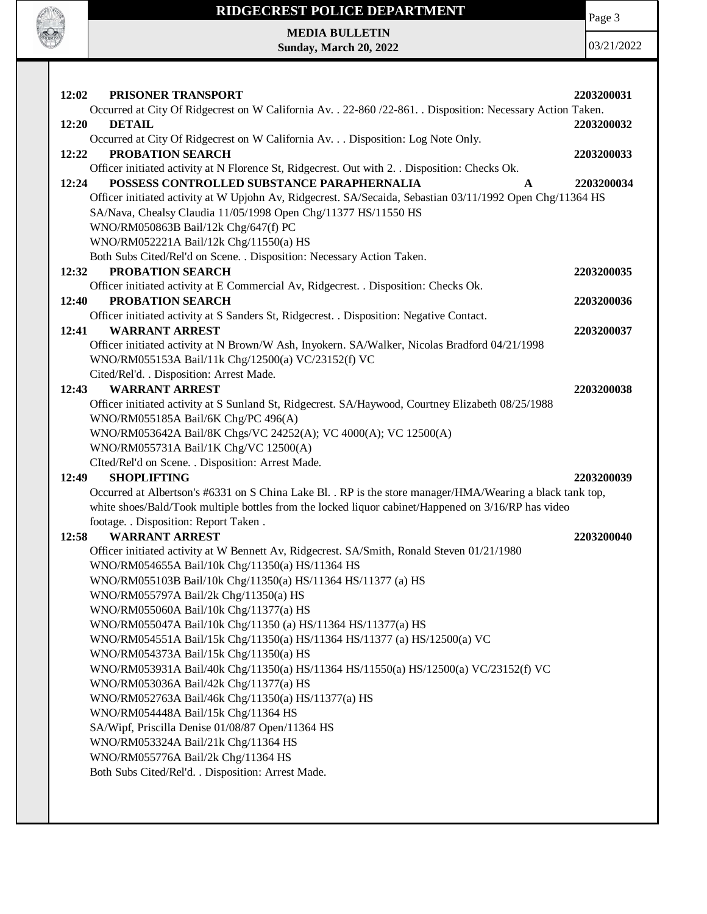**12:02 PRISONER TRANSPORT** **2203200031**

Occurred at City Of Ridgecrest on W California Av. . 22-860 /22-861. . Disposition: Necessary Action Taken.

**12:20 DETAIL** **2203200032**

Occurred at City Of Ridgecrest on W California Av. . . Disposition: Log Note Only.

**12:22 PROBATION SEARCH** **2203200033**

Officer initiated activity at N Florence St, Ridgecrest. Out with 2. . Disposition: Checks Ok.

**12:24 POSSESS CONTROLLED SUBSTANCE PARAPHERNALIA** **A** **2203200034**

Officer initiated activity at W Upjohn Av, Ridgecrest. SA/Secaida, Sebastian 03/11/1992 Open Chg/11364 HS
SA/Nava, Chealsy Claudia 11/05/1998 Open Chg/11377 HS/11550 HS
WNO/RM050863B Bail/12k Chg/647(f) PC
WNO/RM052221A Bail/12k Chg/11550(a) HS
Both Subs Cited/Rel'd on Scene. . Disposition: Necessary Action Taken.

**12:32 PROBATION SEARCH** **2203200035**

Officer initiated activity at E Commercial Av, Ridgecrest. . Disposition: Checks Ok.

**12:40 PROBATION SEARCH** **2203200036**

Officer initiated activity at S Sanders St, Ridgecrest. . Disposition: Negative Contact.

**12:41 WARRANT ARREST** **2203200037**

Officer initiated activity at N Brown/W Ash, Inyokern. SA/Walker, Nicolas Bradford 04/21/1998
WNO/RM055153A Bail/11k Chg/12500(a) VC/23152(f) VC
Cited/Rel'd. . Disposition: Arrest Made.

**12:43 WARRANT ARREST** **2203200038**

Officer initiated activity at S Sunland St, Ridgecrest. SA/Haywood, Courtney Elizabeth 08/25/1988
WNO/RM055185A Bail/6K Chg/PC 496(A)
WNO/RM053642A Bail/8K Chgs/VC 24252(A); VC 4000(A); VC 12500(A)
WNO/RM055731A Bail/1K Chg/VC 12500(A)
CIted/Rel'd on Scene. . Disposition: Arrest Made.

**12:49 SHOPLIFTING** **2203200039**

Occurred at Albertson's #6331 on S China Lake Bl. . RP is the store manager/HMA/Wearing a black tank top, white shoes/Bald/Took multiple bottles from the locked liquor cabinet/Happened on 3/16/RP has video footage. . Disposition: Report Taken .

**12:58 WARRANT ARREST** **2203200040**

Officer initiated activity at W Bennett Av, Ridgecrest. SA/Smith, Ronald Steven 01/21/1980
WNO/RM054655A Bail/10k Chg/11350(a) HS/11364 HS
WNO/RM055103B Bail/10k Chg/11350(a) HS/11364 HS/11377 (a) HS
WNO/RM055797A Bail/2k Chg/11350(a) HS
WNO/RM055060A Bail/10k Chg/11377(a) HS
WNO/RM055047A Bail/10k Chg/11350 (a) HS/11364 HS/11377(a) HS
WNO/RM054551A Bail/15k Chg/11350(a) HS/11364 HS/11377 (a) HS/12500(a) VC
WNO/RM054373A Bail/15k Chg/11350(a) HS
WNO/RM053931A Bail/40k Chg/11350(a) HS/11364 HS/11550(a) HS/12500(a) VC/23152(f) VC
WNO/RM053036A Bail/42k Chg/11377(a) HS
WNO/RM052763A Bail/46k Chg/11350(a) HS/11377(a) HS
WNO/RM054448A Bail/15k Chg/11364 HS
SA/Wipf, Priscilla Denise 01/08/87 Open/11364 HS
WNO/RM053324A Bail/21k Chg/11364 HS
WNO/RM055776A Bail/2k Chg/11364 HS
Both Subs Cited/Rel'd. . Disposition: Arrest Made.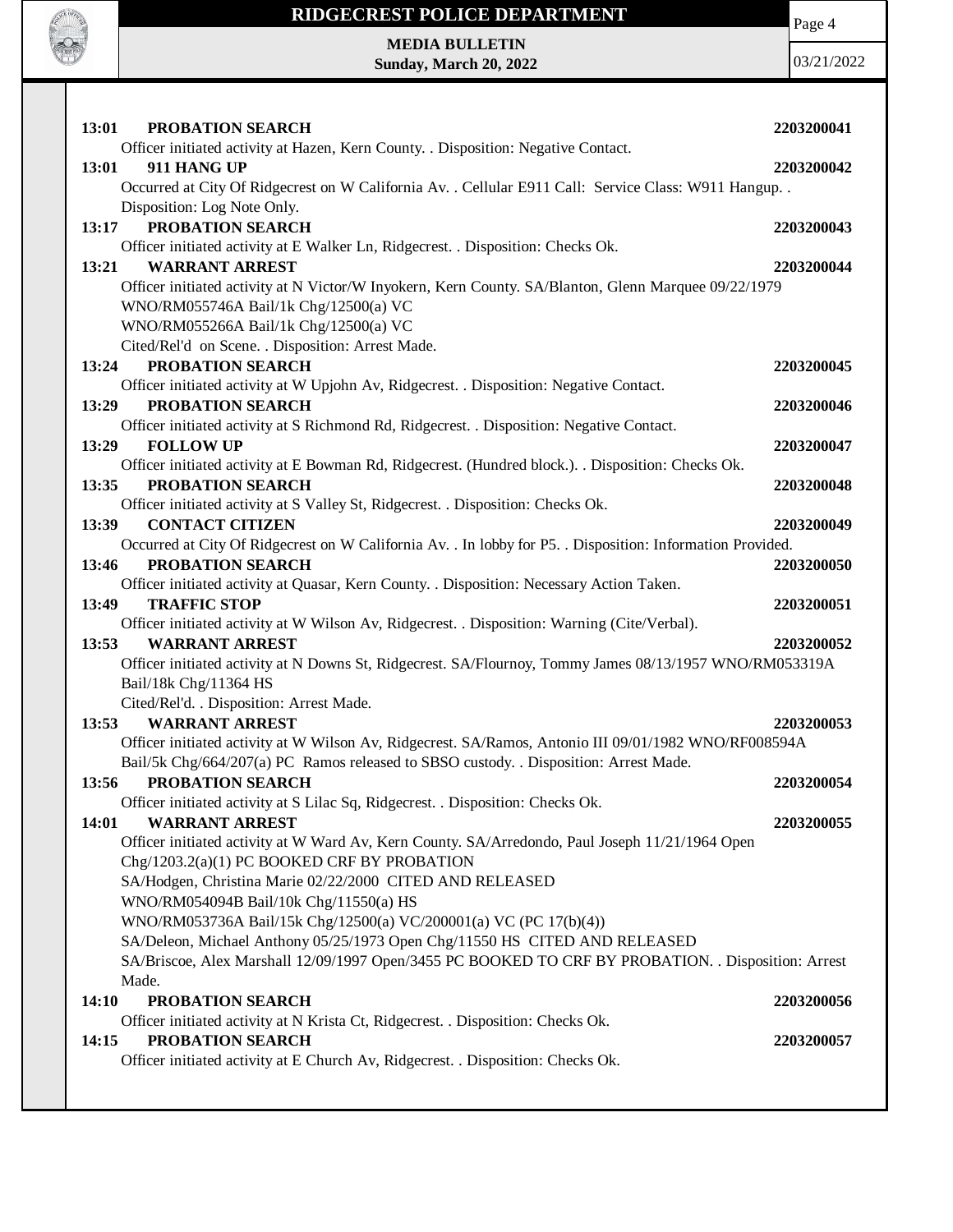**13:01 PROBATION SEARCH** **2203200041**
Officer initiated activity at Hazen, Kern County. . Disposition: Negative Contact.

**13:01 911 HANG UP** **2203200042**
Occurred at City Of Ridgecrest on W California Av. . Cellular E911 Call: Service Class: W911 Hangup. . Disposition: Log Note Only.

**13:17 PROBATION SEARCH** **2203200043**
Officer initiated activity at E Walker Ln, Ridgecrest. . Disposition: Checks Ok.

**13:21 WARRANT ARREST** **2203200044**
Officer initiated activity at N Victor/W Inyokern, Kern County. SA/Blanton, Glenn Marquee 09/22/1979
WNO/RM055746A Bail/1k Chg/12500(a) VC
WNO/RM055266A Bail/1k Chg/12500(a) VC
Cited/Rel'd on Scene. . Disposition: Arrest Made.

**13:24 PROBATION SEARCH** **2203200045**
Officer initiated activity at W Upjohn Av, Ridgecrest. . Disposition: Negative Contact.

**13:29 PROBATION SEARCH** **2203200046**
Officer initiated activity at S Richmond Rd, Ridgecrest. . Disposition: Negative Contact.

**13:29 FOLLOW UP** **2203200047**
Officer initiated activity at E Bowman Rd, Ridgecrest. (Hundred block.). . Disposition: Checks Ok.

**13:35 PROBATION SEARCH** **2203200048**
Officer initiated activity at S Valley St, Ridgecrest. . Disposition: Checks Ok.

**13:39 CONTACT CITIZEN** **2203200049**
Occurred at City Of Ridgecrest on W California Av. . In lobby for P5. . Disposition: Information Provided.

**13:46 PROBATION SEARCH** **2203200050**
Officer initiated activity at Quasar, Kern County. . Disposition: Necessary Action Taken.

**13:49 TRAFFIC STOP** **2203200051**
Officer initiated activity at W Wilson Av, Ridgecrest. . Disposition: Warning (Cite/Verbal).

**13:53 WARRANT ARREST** **2203200052**
Officer initiated activity at N Downs St, Ridgecrest. SA/Flournoy, Tommy James 08/13/1957 WNO/RM053319A Bail/18k Chg/11364 HS
Cited/Rel'd. . Disposition: Arrest Made.

**13:53 WARRANT ARREST** **2203200053**
Officer initiated activity at W Wilson Av, Ridgecrest. SA/Ramos, Antonio III 09/01/1982 WNO/RF008594A Bail/5k Chg/664/207(a) PC Ramos released to SBSO custody. . Disposition: Arrest Made.

**13:56 PROBATION SEARCH** **2203200054**
Officer initiated activity at S Lilac Sq, Ridgecrest. . Disposition: Checks Ok.

**14:01 WARRANT ARREST** **2203200055**
Officer initiated activity at W Ward Av, Kern County. SA/Arredondo, Paul Joseph 11/21/1964 Open Chg/1203.2(a)(1) PC BOOKED CRF BY PROBATION
SA/Hodgen, Christina Marie 02/22/2000 CITED AND RELEASED
WNO/RM054094B Bail/10k Chg/11550(a) HS
WNO/RM053736A Bail/15k Chg/12500(a) VC/200001(a) VC (PC 17(b)(4))
SA/Deleon, Michael Anthony 05/25/1973 Open Chg/11550 HS CITED AND RELEASED
SA/Briscoe, Alex Marshall 12/09/1997 Open/3455 PC BOOKED TO CRF BY PROBATION. . Disposition: Arrest Made.

**14:10 PROBATION SEARCH** **2203200056**
Officer initiated activity at N Krista Ct, Ridgecrest. . Disposition: Checks Ok.

**14:15 PROBATION SEARCH** **2203200057**
Officer initiated activity at E Church Av, Ridgecrest. . Disposition: Checks Ok.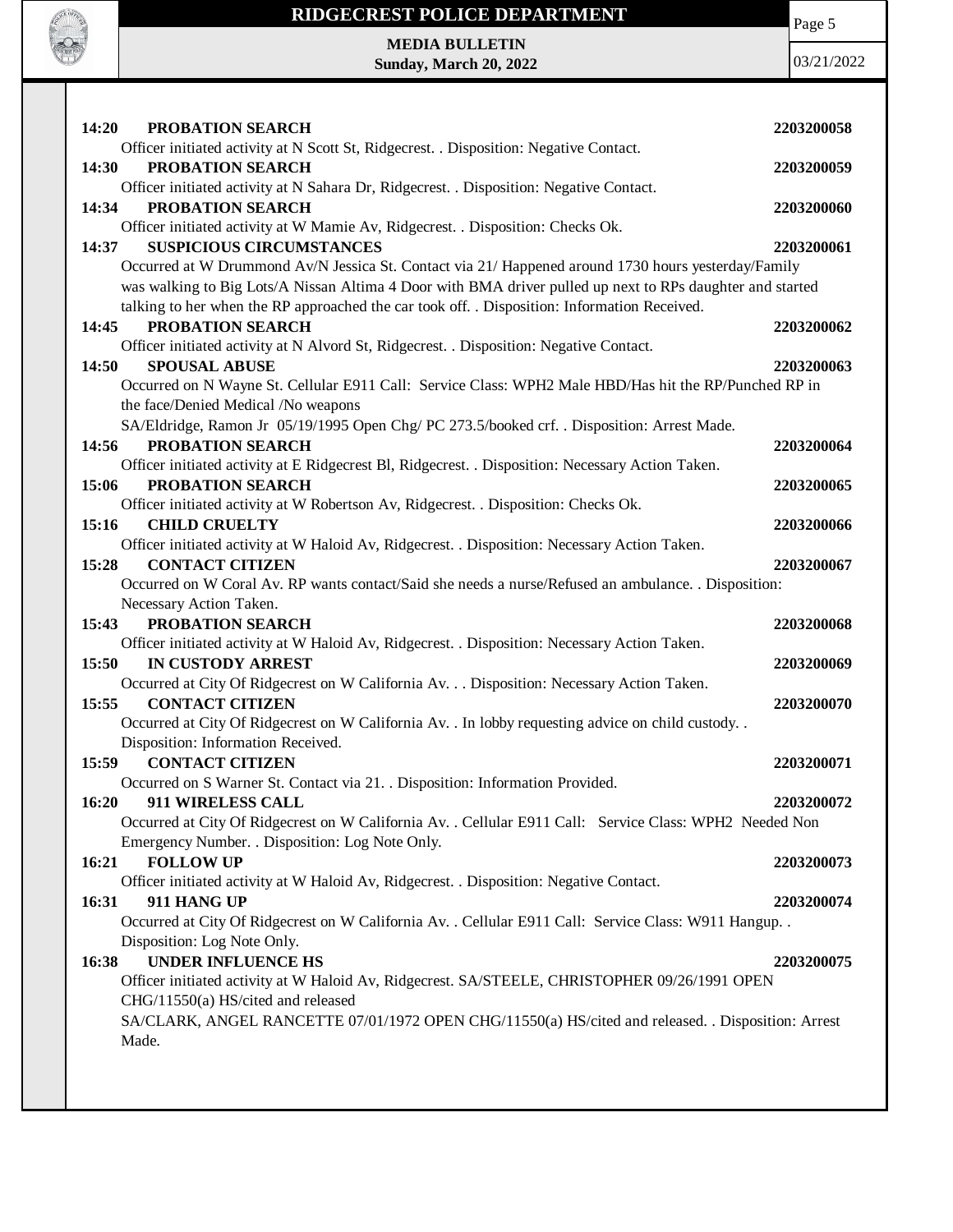**14:20 PROBATION SEARCH** **2203200058**
Officer initiated activity at N Scott St, Ridgecrest. . Disposition: Negative Contact.

**14:30 PROBATION SEARCH** **2203200059**
Officer initiated activity at N Sahara Dr, Ridgecrest. . Disposition: Negative Contact.

**14:34 PROBATION SEARCH** **2203200060**
Officer initiated activity at W Mamie Av, Ridgecrest. . Disposition: Checks Ok.

**14:37 SUSPICIOUS CIRCUMSTANCES** **2203200061**
Occurred at W Drummond Av/N Jessica St. Contact via 21/ Happened around 1730 hours yesterday/Family was walking to Big Lots/A Nissan Altima 4 Door with BMA driver pulled up next to RPs daughter and started talking to her when the RP approached the car took off. . Disposition: Information Received.

**14:45 PROBATION SEARCH** **2203200062**
Officer initiated activity at N Alvord St, Ridgecrest. . Disposition: Negative Contact.

**14:50 SPOUSAL ABUSE** **2203200063**
Occurred on N Wayne St. Cellular E911 Call: Service Class: WPH2 Male HBD/Has hit the RP/Punched RP in the face/Denied Medical /No weapons
SA/Eldridge, Ramon Jr 05/19/1995 Open Chg/ PC 273.5/booked crf. . Disposition: Arrest Made.

**14:56 PROBATION SEARCH** **2203200064**
Officer initiated activity at E Ridgecrest Bl, Ridgecrest. . Disposition: Necessary Action Taken.

**15:06 PROBATION SEARCH** **2203200065**
Officer initiated activity at W Robertson Av, Ridgecrest. . Disposition: Checks Ok.

**15:16 CHILD CRUELTY** **2203200066**
Officer initiated activity at W Haloid Av, Ridgecrest. . Disposition: Necessary Action Taken.

**15:28 CONTACT CITIZEN** **2203200067**
Occurred on W Coral Av. RP wants contact/Said she needs a nurse/Refused an ambulance. . Disposition: Necessary Action Taken.

**15:43 PROBATION SEARCH** **2203200068**
Officer initiated activity at W Haloid Av, Ridgecrest. . Disposition: Necessary Action Taken.

**15:50 IN CUSTODY ARREST** **2203200069**
Occurred at City Of Ridgecrest on W California Av. . . Disposition: Necessary Action Taken.

**15:55 CONTACT CITIZEN** **2203200070**
Occurred at City Of Ridgecrest on W California Av. . In lobby requesting advice on child custody. . Disposition: Information Received.

**15:59 CONTACT CITIZEN** **2203200071**
Occurred on S Warner St. Contact via 21. . Disposition: Information Provided.

**16:20 911 WIRELESS CALL** **2203200072**
Occurred at City Of Ridgecrest on W California Av. . Cellular E911 Call: Service Class: WPH2 Needed Non Emergency Number. . Disposition: Log Note Only.

**16:21 FOLLOW UP** **2203200073**
Officer initiated activity at W Haloid Av, Ridgecrest. . Disposition: Negative Contact.

**16:31 911 HANG UP** **2203200074**
Occurred at City Of Ridgecrest on W California Av. . Cellular E911 Call: Service Class: W911 Hangup. . Disposition: Log Note Only.

**16:38 UNDER INFLUENCE HS** **2203200075**
Officer initiated activity at W Haloid Av, Ridgecrest. SA/STEELE, CHRISTOPHER 09/26/1991 OPEN CHG/11550(a) HS/cited and released
SA/CLARK, ANGEL RANCETTE 07/01/1972 OPEN CHG/11550(a) HS/cited and released. . Disposition: Arrest Made.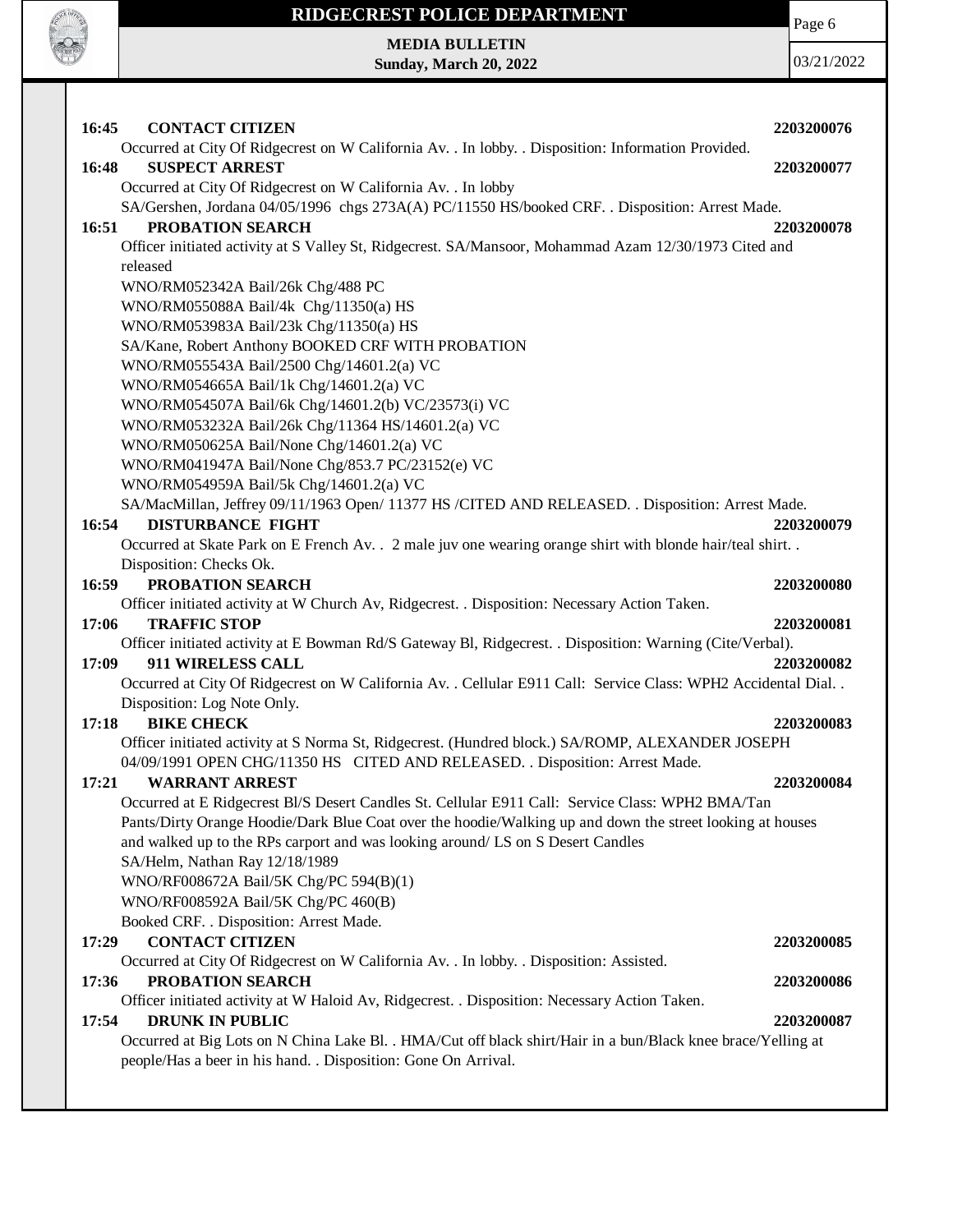**16:45 CONTACT CITIZEN** **2203200076**

Occurred at City Of Ridgecrest on W California Av. . In lobby. . Disposition: Information Provided.

**16:48 SUSPECT ARREST** **2203200077**

Occurred at City Of Ridgecrest on W California Av. . In lobby

SA/Gershen, Jordana 04/05/1996 chgs 273A(A) PC/11550 HS/booked CRF. . Disposition: Arrest Made.

**16:51 PROBATION SEARCH** **2203200078**

Officer initiated activity at S Valley St, Ridgecrest. SA/Mansoor, Mohammad Azam 12/30/1973 Cited and released

WNO/RM052342A Bail/26k Chg/488 PC

WNO/RM055088A Bail/4k Chg/11350(a) HS

WNO/RM053983A Bail/23k Chg/11350(a) HS

SA/Kane, Robert Anthony BOOKED CRF WITH PROBATION

WNO/RM055543A Bail/2500 Chg/14601.2(a) VC

WNO/RM054665A Bail/1k Chg/14601.2(a) VC

WNO/RM054507A Bail/6k Chg/14601.2(b) VC/23573(i) VC

WNO/RM053232A Bail/26k Chg/11364 HS/14601.2(a) VC

WNO/RM050625A Bail/None Chg/14601.2(a) VC

WNO/RM041947A Bail/None Chg/853.7 PC/23152(e) VC

WNO/RM054959A Bail/5k Chg/14601.2(a) VC

SA/MacMillan, Jeffrey 09/11/1963 Open/ 11377 HS /CITED AND RELEASED. . Disposition: Arrest Made.

**16:54 DISTURBANCE FIGHT** **2203200079**

Occurred at Skate Park on E French Av. . 2 male juv one wearing orange shirt with blonde hair/teal shirt. . Disposition: Checks Ok.

**16:59 PROBATION SEARCH** **2203200080**

Officer initiated activity at W Church Av, Ridgecrest. . Disposition: Necessary Action Taken.

**17:06 TRAFFIC STOP** **2203200081**

Officer initiated activity at E Bowman Rd/S Gateway Bl, Ridgecrest. . Disposition: Warning (Cite/Verbal).

**17:09 911 WIRELESS CALL** **2203200082**

Occurred at City Of Ridgecrest on W California Av. . Cellular E911 Call: Service Class: WPH2 Accidental Dial. . Disposition: Log Note Only.

**17:18 BIKE CHECK** **2203200083**

Officer initiated activity at S Norma St, Ridgecrest. (Hundred block.) SA/ROMP, ALEXANDER JOSEPH 04/09/1991 OPEN CHG/11350 HS CITED AND RELEASED. . Disposition: Arrest Made.

**17:21 WARRANT ARREST** **2203200084**

Occurred at E Ridgecrest Bl/S Desert Candles St. Cellular E911 Call: Service Class: WPH2 BMA/Tan Pants/Dirty Orange Hoodie/Dark Blue Coat over the hoodie/Walking up and down the street looking at houses and walked up to the RPs carport and was looking around/ LS on S Desert Candles

SA/Helm, Nathan Ray 12/18/1989

WNO/RF008672A Bail/5K Chg/PC 594(B)(1)

WNO/RF008592A Bail/5K Chg/PC 460(B)

Booked CRF. . Disposition: Arrest Made.

**17:29 CONTACT CITIZEN** **2203200085**

Occurred at City Of Ridgecrest on W California Av. . In lobby. . Disposition: Assisted.

**17:36 PROBATION SEARCH** **2203200086**

Officer initiated activity at W Haloid Av, Ridgecrest. . Disposition: Necessary Action Taken.

**17:54 DRUNK IN PUBLIC** **2203200087**

Occurred at Big Lots on N China Lake Bl. . HMA/Cut off black shirt/Hair in a bun/Black knee brace/Yelling at people/Has a beer in his hand. . Disposition: Gone On Arrival.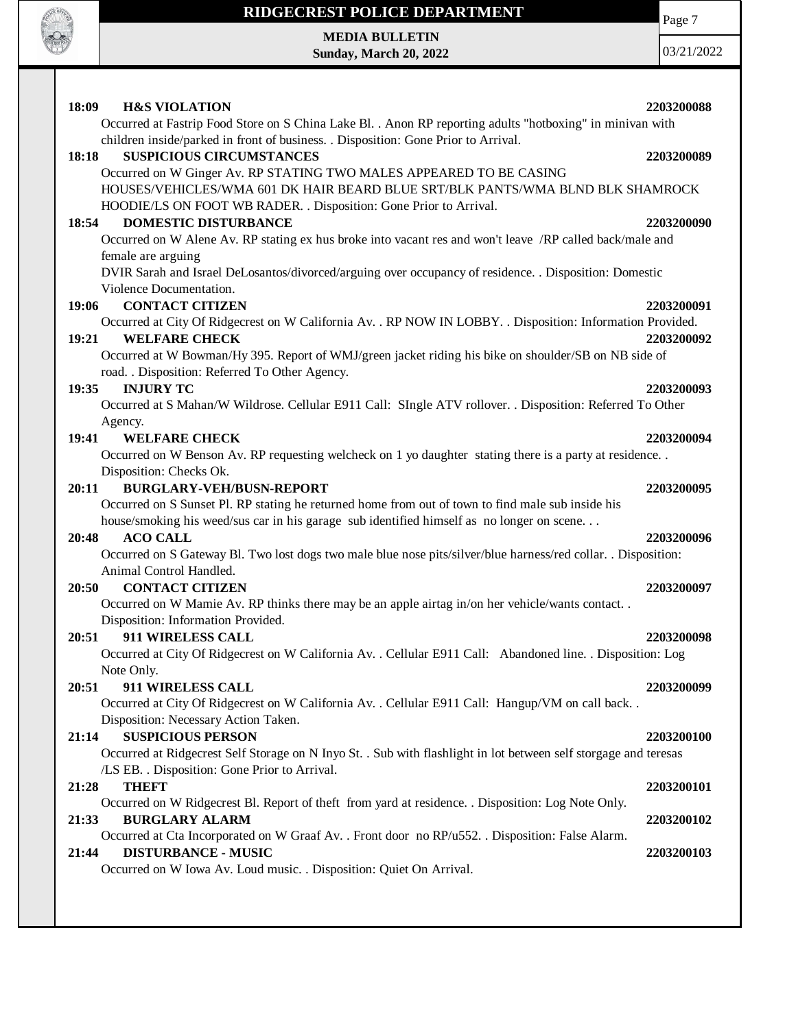**18:09 H&S VIOLATION 2203200088**

Occurred at Fastrip Food Store on S China Lake Bl. . Anon RP reporting adults "hotboxing" in minivan with children inside/parked in front of business. . Disposition: Gone Prior to Arrival.

**18:18 SUSPICIOUS CIRCUMSTANCES 2203200089**

Occurred on W Ginger Av. RP STATING TWO MALES APPEARED TO BE CASING HOUSES/VEHICLES/WMA 601 DK HAIR BEARD BLUE SRT/BLK PANTS/WMA BLND BLK SHAMROCK HOODIE/LS ON FOOT WB RADER. . Disposition: Gone Prior to Arrival.

**18:54 DOMESTIC DISTURBANCE 2203200090**

Occurred on W Alene Av. RP stating ex hus broke into vacant res and won't leave /RP called back/male and female are arguing

DVIR Sarah and Israel DeLosantos/divorced/arguing over occupancy of residence. . Disposition: Domestic Violence Documentation.

**19:06 CONTACT CITIZEN 2203200091**

Occurred at City Of Ridgecrest on W California Av. . RP NOW IN LOBBY. . Disposition: Information Provided.

**19:21 WELFARE CHECK 2203200092**

Occurred at W Bowman/Hy 395. Report of WMJ/green jacket riding his bike on shoulder/SB on NB side of road. . Disposition: Referred To Other Agency.

**19:35 INJURY TC 2203200093**

Occurred at S Mahan/W Wildrose. Cellular E911 Call: SIngle ATV rollover. . Disposition: Referred To Other Agency.

**19:41 WELFARE CHECK 2203200094**

Occurred on W Benson Av. RP requesting welcheck on 1 yo daughter stating there is a party at residence. . Disposition: Checks Ok.

**20:11 BURGLARY-VEH/BUSN-REPORT 2203200095**

Occurred on S Sunset Pl. RP stating he returned home from out of town to find male sub inside his house/smoking his weed/sus car in his garage sub identified himself as no longer on scene. . .

**20:48 ACO CALL 2203200096**

Occurred on S Gateway Bl. Two lost dogs two male blue nose pits/silver/blue harness/red collar. . Disposition: Animal Control Handled.

**20:50 CONTACT CITIZEN 2203200097**

Occurred on W Mamie Av. RP thinks there may be an apple airtag in/on her vehicle/wants contact. . Disposition: Information Provided.

**20:51 911 WIRELESS CALL 2203200098**

Occurred at City Of Ridgecrest on W California Av. . Cellular E911 Call: Abandoned line. . Disposition: Log Note Only.

**20:51 911 WIRELESS CALL 2203200099**

Occurred at City Of Ridgecrest on W California Av. . Cellular E911 Call: Hangup/VM on call back. . Disposition: Necessary Action Taken.

**21:14 SUSPICIOUS PERSON 2203200100**

Occurred at Ridgecrest Self Storage on N Inyo St. . Sub with flashlight in lot between self storgage and teresas /LS EB. . Disposition: Gone Prior to Arrival.

**21:28 THEFT 2203200101**

Occurred on W Ridgecrest Bl. Report of theft from yard at residence. . Disposition: Log Note Only.

**21:33 BURGLARY ALARM 2203200102**

Occurred at Cta Incorporated on W Graaf Av. . Front door no RP/u552. . Disposition: False Alarm.

**21:44 DISTURBANCE - MUSIC 2203200103**

Occurred on W Iowa Av. Loud music. . Disposition: Quiet On Arrival.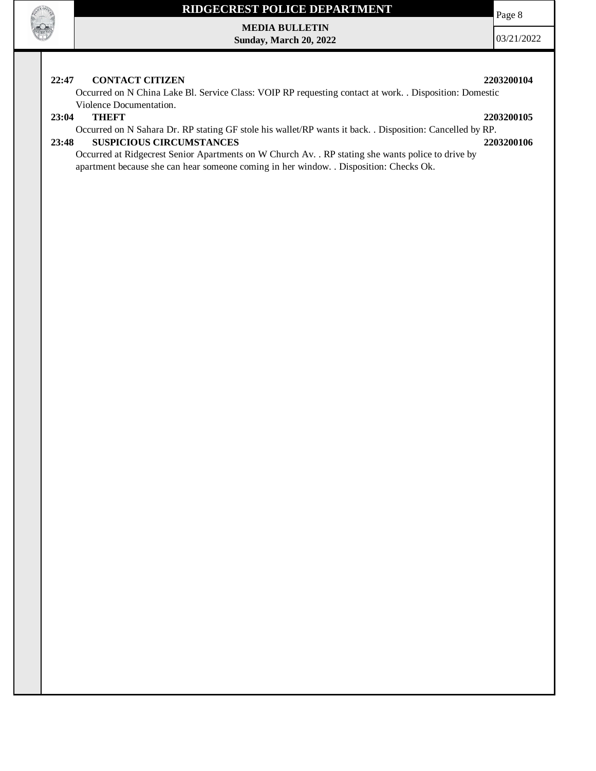**22:47 CONTACT CITIZEN 2203200104**

Occurred on N China Lake Bl. Service Class: VOIP RP requesting contact at work. . Disposition: Domestic Violence Documentation.

**23:04 THEFT 2203200105**

Occurred on N Sahara Dr. RP stating GF stole his wallet/RP wants it back. . Disposition: Cancelled by RP.

**23:48 SUSPICIOUS CIRCUMSTANCES 2203200106**

Occurred at Ridgecrest Senior Apartments on W Church Av. . RP stating she wants police to drive by apartment because she can hear someone coming in her window. . Disposition: Checks Ok.